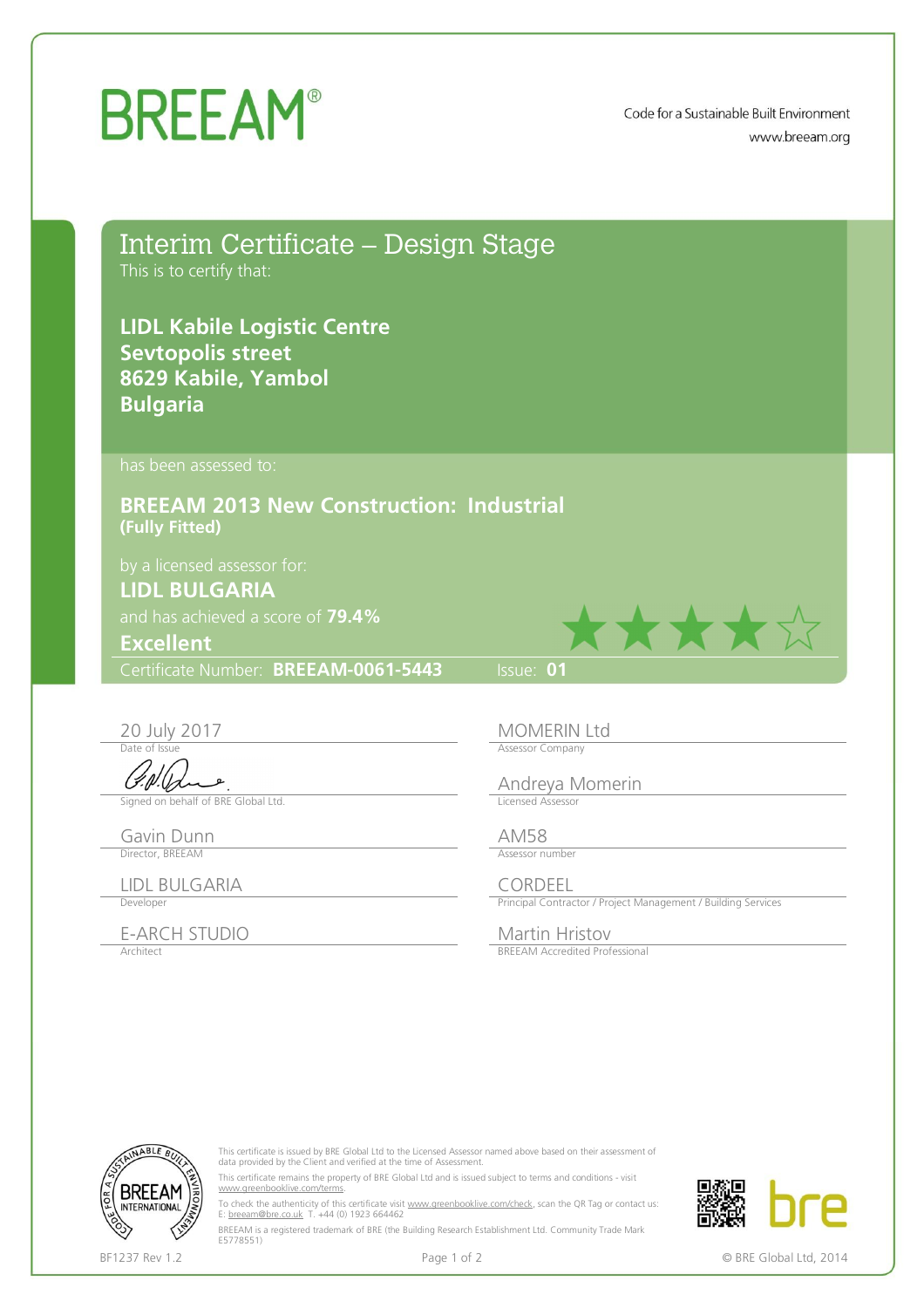# BREEAM®

Code for a Sustainable Built Environment
www.breeam.org

## Interim Certificate – Design Stage

This is to certify that:

**LIDL Kabile Logistic Centre**
**Sevtopolis street**
**8629 Kabile, Yambol**
**Bulgaria**

has been assessed to:

**BREEAM 2013 New Construction: Industrial**
**(Fully Fitted)**

by a licensed assessor for:
**LIDL BULGARIA**

and has achieved a score of **79.4%**

**Excellent**

★★★★☆

Certificate Number: **BREEAM-0061-5443** Issue: **01**

| | |
|---|---|
| 20 July 2017<br>Date of Issue | MOMERIN Ltd<br>Assessor Company |
| Signed on behalf of BRE Global Ltd. | Andreya Momerin<br>Licensed Assessor |
| Gavin Dunn<br>Director, BREEAM | AM58<br>Assessor number |
| LIDL BULGARIA<br>Developer | CORDEEL<br>Principal Contractor / Project Management / Building Services |
| E-ARCH STUDIO<br>Architect | Martin Hristov<br>BREEAM Accredited Professional |

This certificate is issued by BRE Global Ltd to the Licensed Assessor named above based on their assessment of data provided by the Client and verified at the time of Assessment.

This certificate remains the property of BRE Global Ltd and is issued subject to terms and conditions - visit www.greenbooklive.com/terms.

To check the authenticity of this certificate visit www.greenbooklive.com/check, scan the QR Tag or contact us: E: breeam@bre.co.uk T. +44 (0) 1923 664462

BREEAM is a registered trademark of BRE (the Building Research Establishment Ltd. Community Trade Mark E5778551)

BF1237 Rev 1.2

© BRE Global Ltd, 2014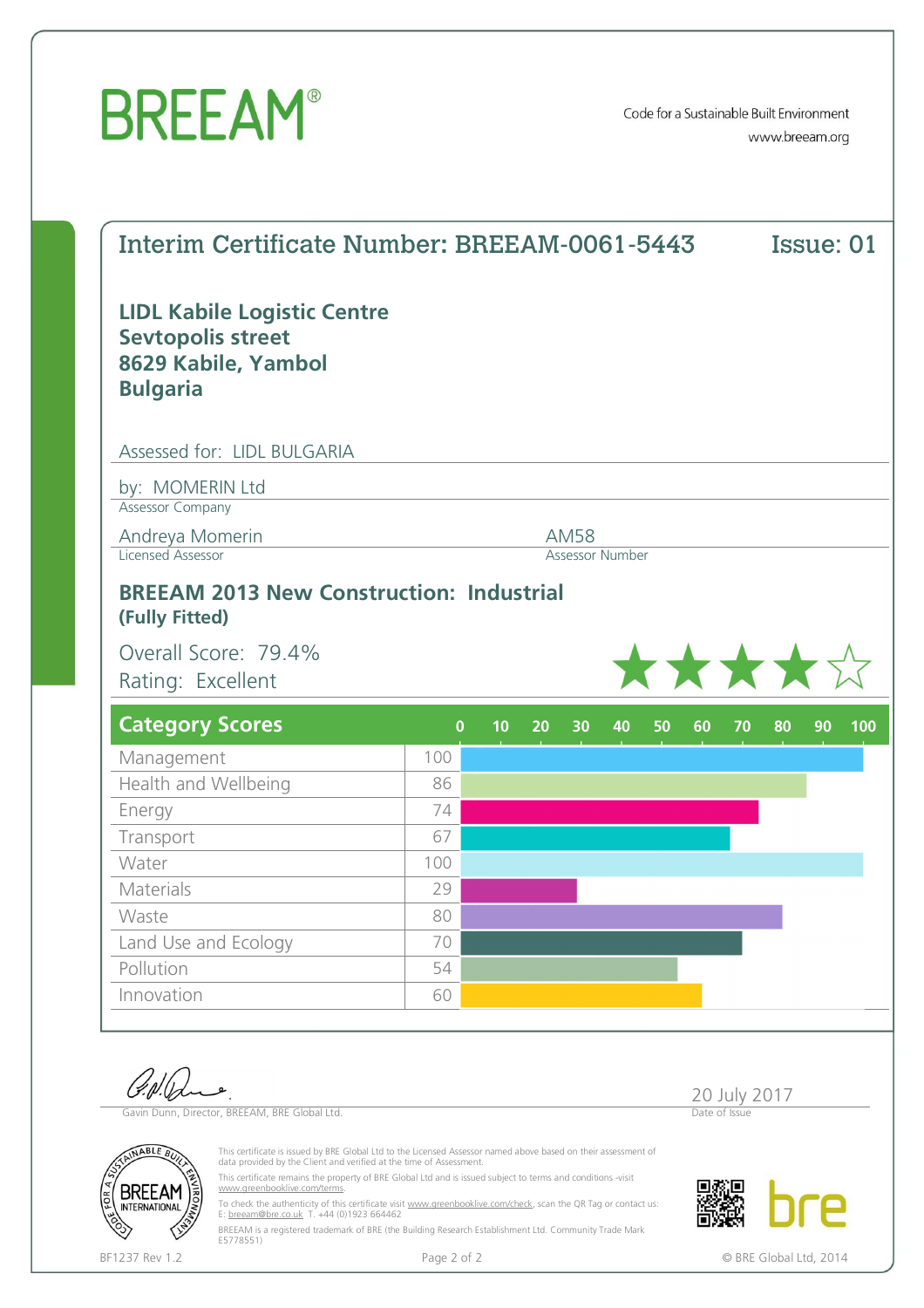# BREEAM®

Code for a Sustainable Built Environment
www.breeam.org

## Interim Certificate Number: BREEAM-0061-5443 Issue: 01

**LIDL Kabile Logistic Centre**
**Sevtopolis street**
**8629 Kabile, Yambol**
**Bulgaria**

Assessed for: LIDL BULGARIA

by: MOMERIN Ltd
Assessor Company

Andreya Momerin
Licensed Assessor

AM58
Assessor Number

**BREEAM 2013 New Construction: Industrial**
**(Fully Fitted)**

Overall Score: 79.4%
Rating: Excellent

★★★★☆

| Category Scores | |
|---|---|
| Management | 100 |
| Health and Wellbeing | 86 |
| Energy | 74 |
| Transport | 67 |
| Water | 100 |
| Materials | 29 |
| Waste | 80 |
| Land Use and Ecology | 70 |
| Pollution | 54 |
| Innovation | 60 |

0 10 20 30 40 50 60 70 80 90 100

Gavin Dunn, Director, BREEAM, BRE Global Ltd.

20 July 2017
Date of Issue

This certificate is issued by BRE Global Ltd to the Licensed Assessor named above based on their assessment of data provided by the Client and verified at the time of Assessment.

This certificate remains the property of BRE Global Ltd and is issued subject to terms and conditions -visit www.greenbooklive.com/terms.

To check the authenticity of this certificate visit www.greenbooklive.com/check, scan the QR Tag or contact us: E: breeam@bre.co.uk T. +44 (0)1923 664462

BREEAM is a registered trademark of BRE (the Building Research Establishment Ltd. Community Trade Mark E5778551)

BF1237 Rev 1.2

© BRE Global Ltd, 2014